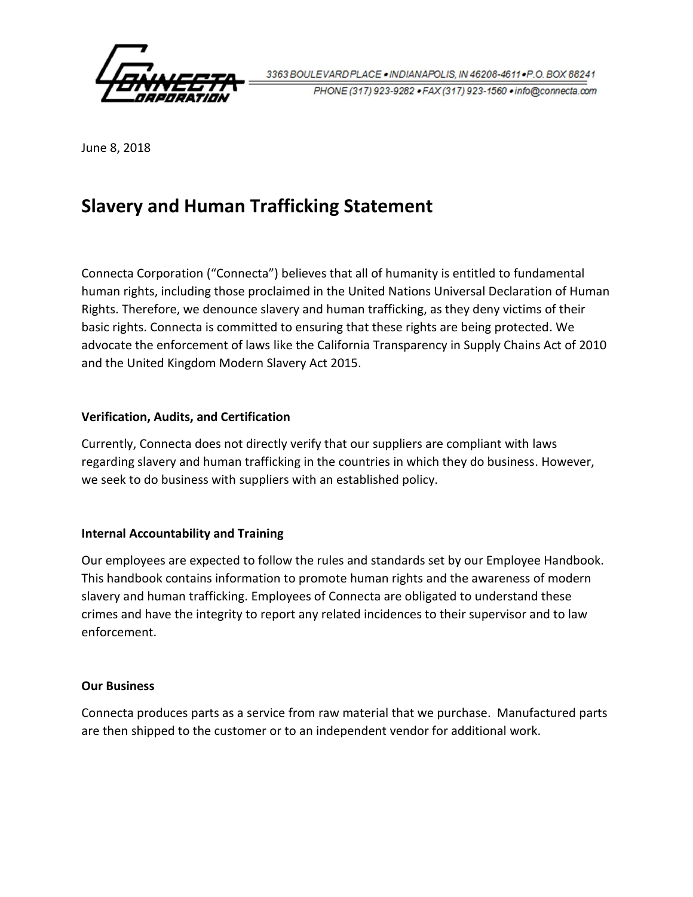**CONNECTA CORPORATION**

3363 BOULEVARD PLACE • INDIANAPOLIS, IN 46208-4611 • P.O. BOX 88241
PHONE (317) 923-9282 • FAX (317) 923-1560 • info@connecta.com

June 8, 2018

# Slavery and Human Trafficking Statement

Connecta Corporation ("Connecta") believes that all of humanity is entitled to fundamental human rights, including those proclaimed in the United Nations Universal Declaration of Human Rights. Therefore, we denounce slavery and human trafficking, as they deny victims of their basic rights. Connecta is committed to ensuring that these rights are being protected. We advocate the enforcement of laws like the California Transparency in Supply Chains Act of 2010 and the United Kingdom Modern Slavery Act 2015.

**Verification, Audits, and Certification**

Currently, Connecta does not directly verify that our suppliers are compliant with laws regarding slavery and human trafficking in the countries in which they do business. However, we seek to do business with suppliers with an established policy.

**Internal Accountability and Training**

Our employees are expected to follow the rules and standards set by our Employee Handbook. This handbook contains information to promote human rights and the awareness of modern slavery and human trafficking. Employees of Connecta are obligated to understand these crimes and have the integrity to report any related incidences to their supervisor and to law enforcement.

**Our Business**

Connecta produces parts as a service from raw material that we purchase. Manufactured parts are then shipped to the customer or to an independent vendor for additional work.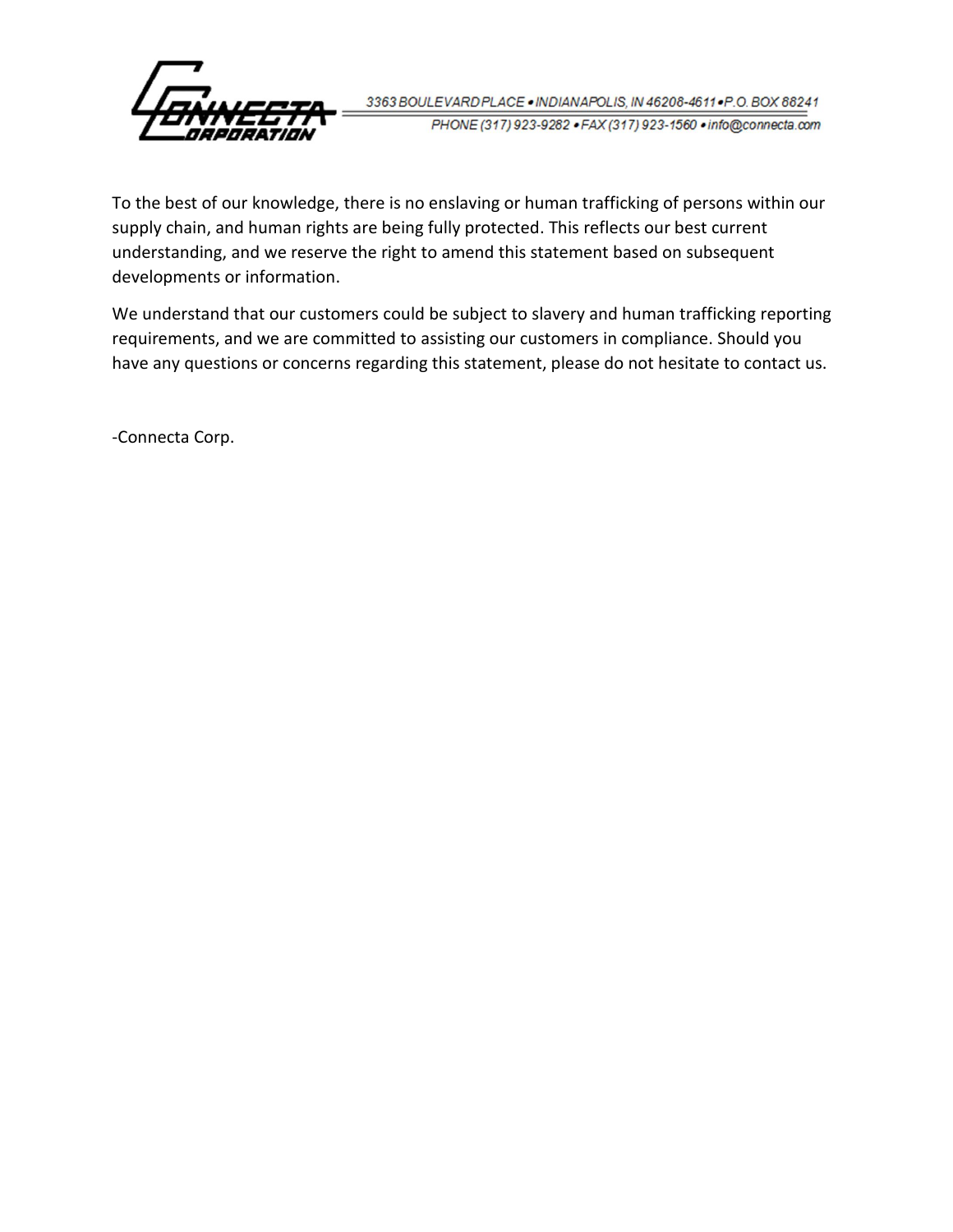3363 BOULEVARD PLACE • INDIANAPOLIS, IN 46208-4611 • P.O. BOX 88241
PHONE (317) 923-9282 • FAX (317) 923-1560 • info@connecta.com

To the best of our knowledge, there is no enslaving or human trafficking of persons within our supply chain, and human rights are being fully protected. This reflects our best current understanding, and we reserve the right to amend this statement based on subsequent developments or information.

We understand that our customers could be subject to slavery and human trafficking reporting requirements, and we are committed to assisting our customers in compliance. Should you have any questions or concerns regarding this statement, please do not hesitate to contact us.

-Connecta Corp.